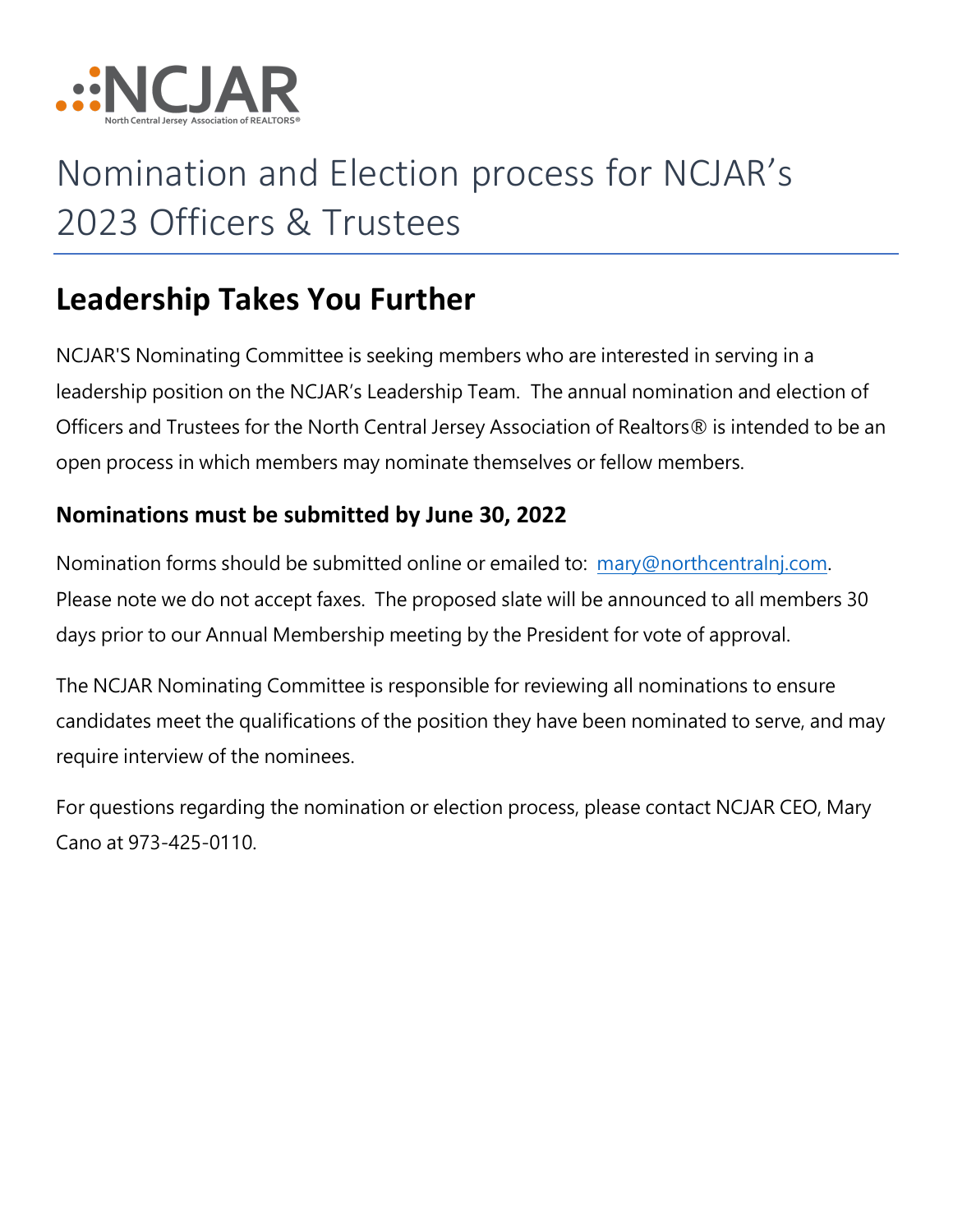NCJAR

North Central Jersey Association of REALTORS®

# Nomination and Election process for NCJAR's 2023 Officers & Trustees

## Leadership Takes You Further

NCJAR'S Nominating Committee is seeking members who are interested in serving in a leadership position on the NCJAR's Leadership Team. The annual nomination and election of Officers and Trustees for the North Central Jersey Association of Realtors® is intended to be an open process in which members may nominate themselves or fellow members.

### Nominations must be submitted by June 30, 2022

Nomination forms should be submitted online or emailed to: mary@northcentralnj.com. Please note we do not accept faxes. The proposed slate will be announced to all members 30 days prior to our Annual Membership meeting by the President for vote of approval.

The NCJAR Nominating Committee is responsible for reviewing all nominations to ensure candidates meet the qualifications of the position they have been nominated to serve, and may require interview of the nominees.

For questions regarding the nomination or election process, please contact NCJAR CEO, Mary Cano at 973-425-0110.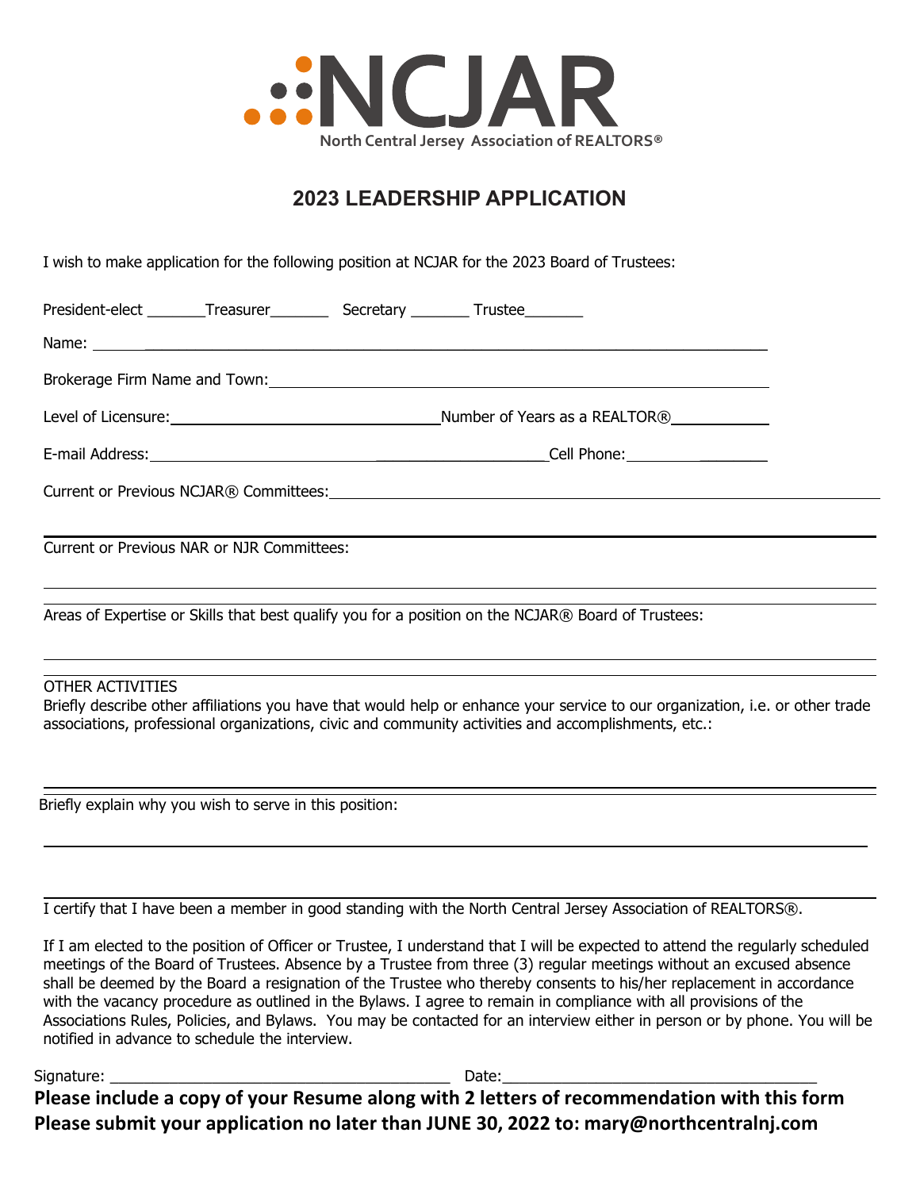NCJAR

North Central Jersey Association of REALTORS®

## 2023 LEADERSHIP APPLICATION

I wish to make application for the following position at NCJAR for the 2023 Board of Trustees:

President-elect _______ Treasurer_______ Secretary _______ Trustee_______

Name: ______________________________________________________________________________

Brokerage Firm Name and Town: ________________________________________________________

Level of Licensure: ______________________________ Number of Years as a REALTOR® ___________

E-mail Address: __________________________________________ Cell Phone: __________________

Current or Previous NCJAR® Committees: ________________________________________________

______________________________________________________________________________________

Current or Previous NAR or NJR Committees:

______________________________________________________________________________________

______________________________________________________________________________________

Areas of Expertise or Skills that best qualify you for a position on the NCJAR® Board of Trustees:

______________________________________________________________________________________

______________________________________________________________________________________

OTHER ACTIVITIES

Briefly describe other affiliations you have that would help or enhance your service to our organization, i.e. or other trade associations, professional organizations, civic and community activities and accomplishments, etc.:

______________________________________________________________________________________

______________________________________________________________________________________

Briefly explain why you wish to serve in this position:

______________________________________________________________________________________

______________________________________________________________________________________

I certify that I have been a member in good standing with the North Central Jersey Association of REALTORS®.

If I am elected to the position of Officer or Trustee, I understand that I will be expected to attend the regularly scheduled meetings of the Board of Trustees. Absence by a Trustee from three (3) regular meetings without an excused absence shall be deemed by the Board a resignation of the Trustee who thereby consents to his/her replacement in accordance with the vacancy procedure as outlined in the Bylaws. I agree to remain in compliance with all provisions of the Associations Rules, Policies, and Bylaws. You may be contacted for an interview either in person or by phone. You will be notified in advance to schedule the interview.

Signature: ________________________________________ Date: _____________________________________

**Please include a copy of your Resume along with 2 letters of recommendation with this form**

**Please submit your application no later than JUNE 30, 2022 to: mary@northcentralnj.com**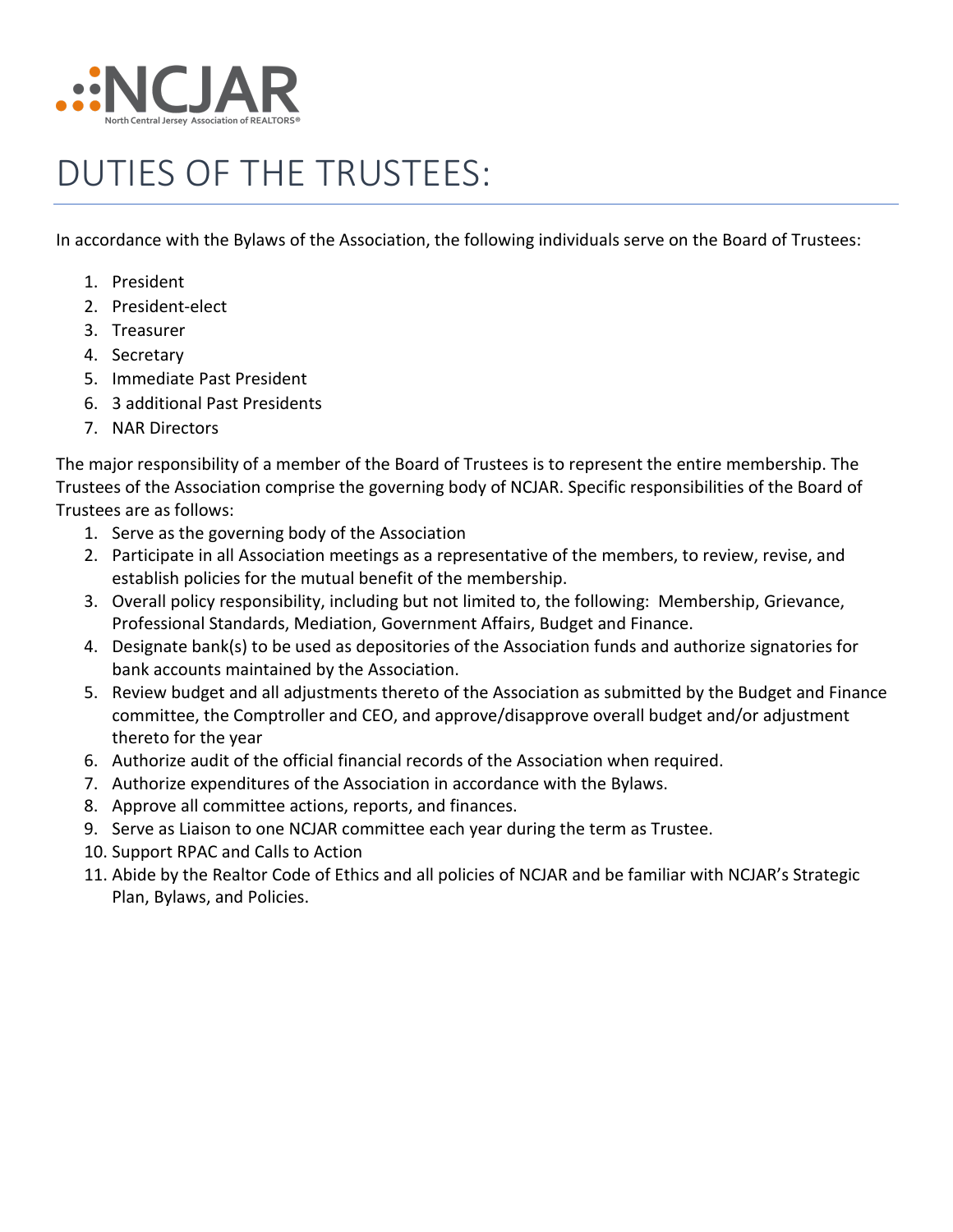# DUTIES OF THE TRUSTEES:

In accordance with the Bylaws of the Association, the following individuals serve on the Board of Trustees:

1. President
2. President-elect
3. Treasurer
4. Secretary
5. Immediate Past President
6. 3 additional Past Presidents
7. NAR Directors

The major responsibility of a member of the Board of Trustees is to represent the entire membership. The Trustees of the Association comprise the governing body of NCJAR. Specific responsibilities of the Board of Trustees are as follows:

1. Serve as the governing body of the Association
2. Participate in all Association meetings as a representative of the members, to review, revise, and establish policies for the mutual benefit of the membership.
3. Overall policy responsibility, including but not limited to, the following: Membership, Grievance, Professional Standards, Mediation, Government Affairs, Budget and Finance.
4. Designate bank(s) to be used as depositories of the Association funds and authorize signatories for bank accounts maintained by the Association.
5. Review budget and all adjustments thereto of the Association as submitted by the Budget and Finance committee, the Comptroller and CEO, and approve/disapprove overall budget and/or adjustment thereto for the year
6. Authorize audit of the official financial records of the Association when required.
7. Authorize expenditures of the Association in accordance with the Bylaws.
8. Approve all committee actions, reports, and finances.
9. Serve as Liaison to one NCJAR committee each year during the term as Trustee.
10. Support RPAC and Calls to Action
11. Abide by the Realtor Code of Ethics and all policies of NCJAR and be familiar with NCJAR's Strategic Plan, Bylaws, and Policies.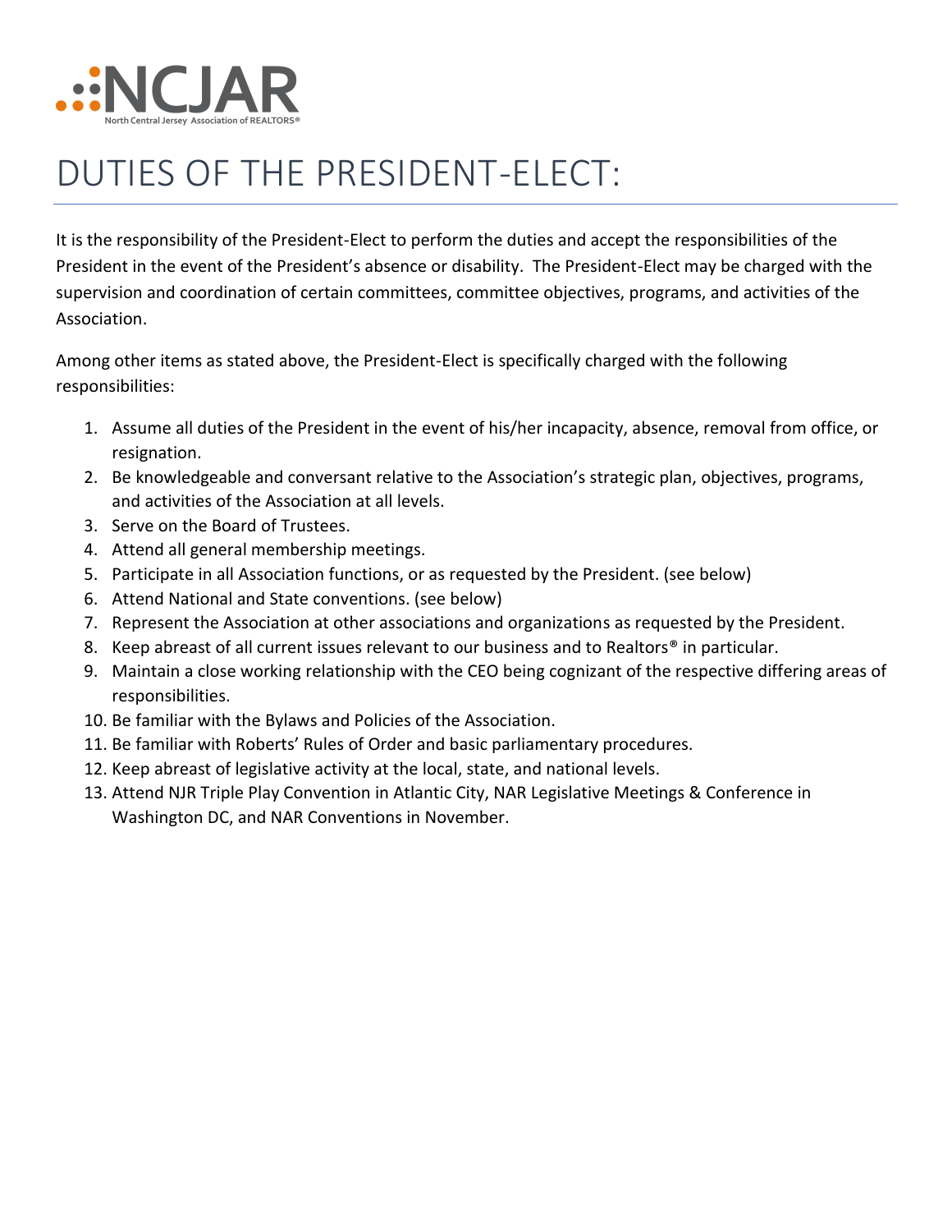NCJAR

North Central Jersey Association of REALTORS®

# DUTIES OF THE PRESIDENT-ELECT:

It is the responsibility of the President-Elect to perform the duties and accept the responsibilities of the President in the event of the President's absence or disability. The President-Elect may be charged with the supervision and coordination of certain committees, committee objectives, programs, and activities of the Association.

Among other items as stated above, the President-Elect is specifically charged with the following responsibilities:

1. Assume all duties of the President in the event of his/her incapacity, absence, removal from office, or resignation.
2. Be knowledgeable and conversant relative to the Association's strategic plan, objectives, programs, and activities of the Association at all levels.
3. Serve on the Board of Trustees.
4. Attend all general membership meetings.
5. Participate in all Association functions, or as requested by the President. (see below)
6. Attend National and State conventions. (see below)
7. Represent the Association at other associations and organizations as requested by the President.
8. Keep abreast of all current issues relevant to our business and to Realtors® in particular.
9. Maintain a close working relationship with the CEO being cognizant of the respective differing areas of responsibilities.
10. Be familiar with the Bylaws and Policies of the Association.
11. Be familiar with Roberts' Rules of Order and basic parliamentary procedures.
12. Keep abreast of legislative activity at the local, state, and national levels.
13. Attend NJR Triple Play Convention in Atlantic City, NAR Legislative Meetings & Conference in Washington DC, and NAR Conventions in November.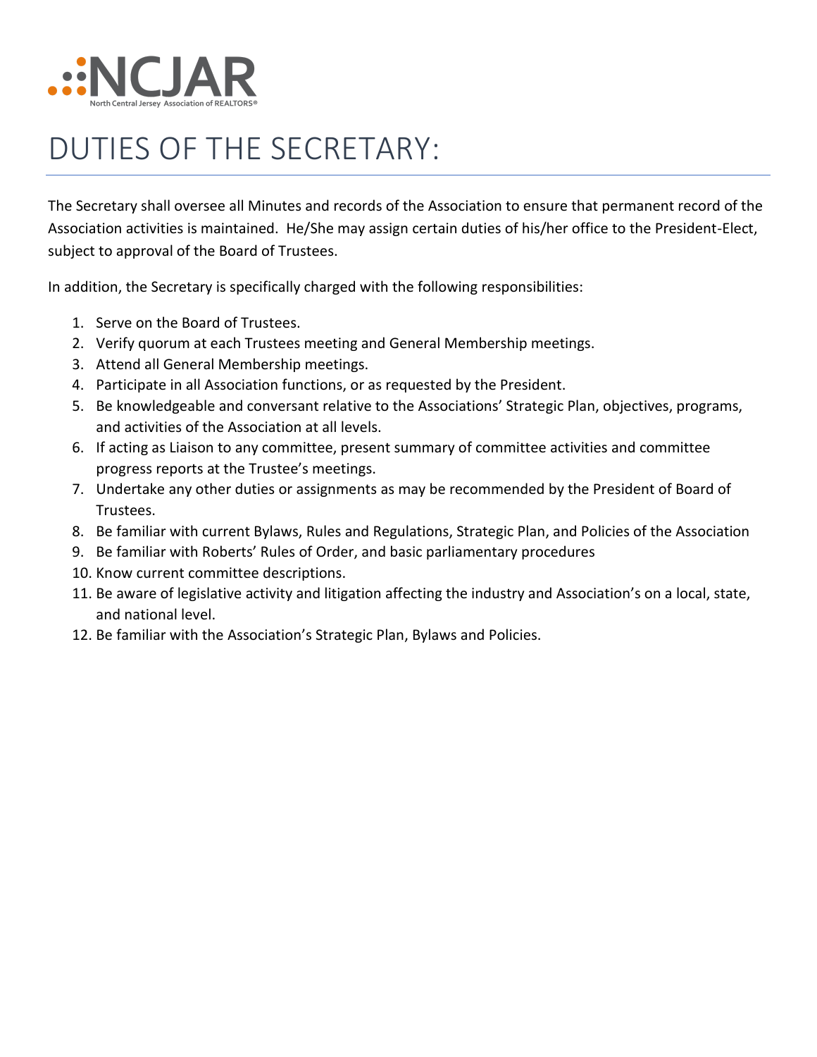NCJAR

North Central Jersey Association of REALTORS®

# DUTIES OF THE SECRETARY:

The Secretary shall oversee all Minutes and records of the Association to ensure that permanent record of the Association activities is maintained. He/She may assign certain duties of his/her office to the President-Elect, subject to approval of the Board of Trustees.

In addition, the Secretary is specifically charged with the following responsibilities:

1. Serve on the Board of Trustees.
2. Verify quorum at each Trustees meeting and General Membership meetings.
3. Attend all General Membership meetings.
4. Participate in all Association functions, or as requested by the President.
5. Be knowledgeable and conversant relative to the Associations' Strategic Plan, objectives, programs, and activities of the Association at all levels.
6. If acting as Liaison to any committee, present summary of committee activities and committee progress reports at the Trustee's meetings.
7. Undertake any other duties or assignments as may be recommended by the President of Board of Trustees.
8. Be familiar with current Bylaws, Rules and Regulations, Strategic Plan, and Policies of the Association
9. Be familiar with Roberts' Rules of Order, and basic parliamentary procedures
10. Know current committee descriptions.
11. Be aware of legislative activity and litigation affecting the industry and Association's on a local, state, and national level.
12. Be familiar with the Association's Strategic Plan, Bylaws and Policies.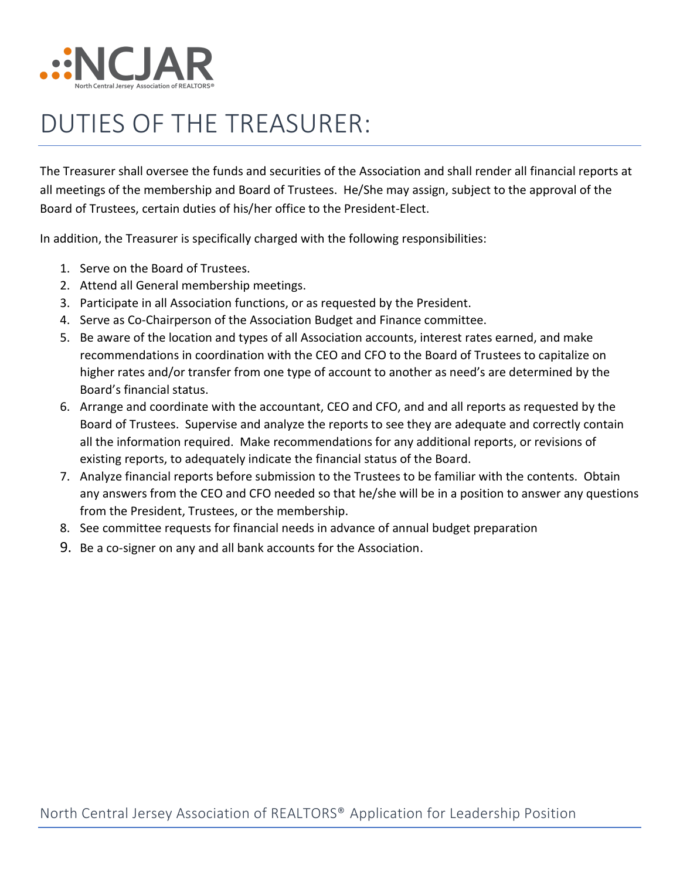# DUTIES OF THE TREASURER:

The Treasurer shall oversee the funds and securities of the Association and shall render all financial reports at all meetings of the membership and Board of Trustees. He/She may assign, subject to the approval of the Board of Trustees, certain duties of his/her office to the President-Elect.

In addition, the Treasurer is specifically charged with the following responsibilities:

1. Serve on the Board of Trustees.
2. Attend all General membership meetings.
3. Participate in all Association functions, or as requested by the President.
4. Serve as Co-Chairperson of the Association Budget and Finance committee.
5. Be aware of the location and types of all Association accounts, interest rates earned, and make recommendations in coordination with the CEO and CFO to the Board of Trustees to capitalize on higher rates and/or transfer from one type of account to another as need's are determined by the Board's financial status.
6. Arrange and coordinate with the accountant, CEO and CFO, and and all reports as requested by the Board of Trustees. Supervise and analyze the reports to see they are adequate and correctly contain all the information required. Make recommendations for any additional reports, or revisions of existing reports, to adequately indicate the financial status of the Board.
7. Analyze financial reports before submission to the Trustees to be familiar with the contents. Obtain any answers from the CEO and CFO needed so that he/she will be in a position to answer any questions from the President, Trustees, or the membership.
8. See committee requests for financial needs in advance of annual budget preparation
9. Be a co-signer on any and all bank accounts for the Association.